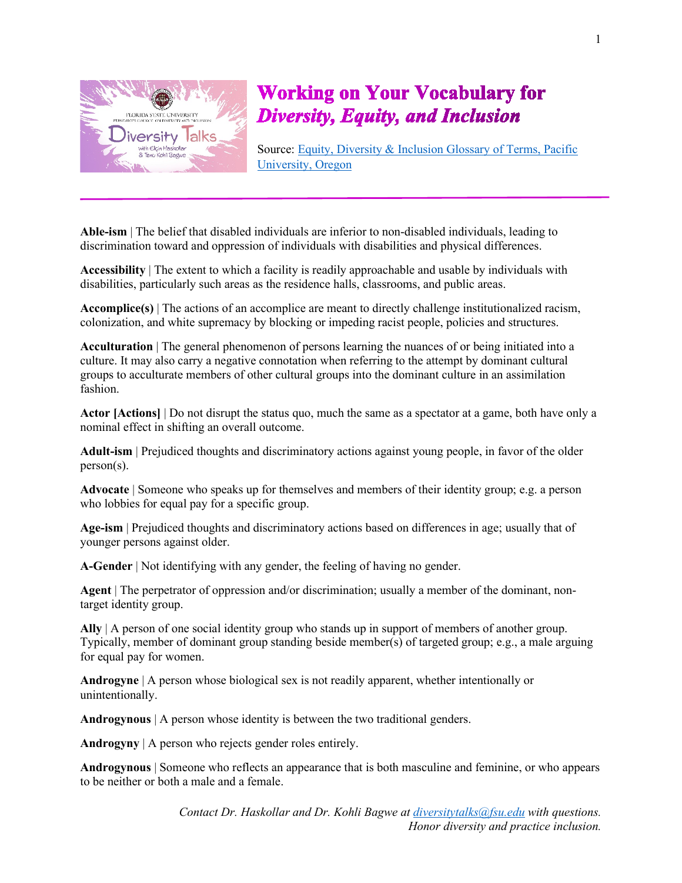# Working on Your Vocabulary for *Diversity, Equity, and Inclusion*

Source: [Equity, Diversity & Inclusion Glossary of Terms, Pacific University, Oregon]()

---

**Able-ism** | The belief that disabled individuals are inferior to non-disabled individuals, leading to discrimination toward and oppression of individuals with disabilities and physical differences.

**Accessibility** | The extent to which a facility is readily approachable and usable by individuals with disabilities, particularly such areas as the residence halls, classrooms, and public areas.

**Accomplice(s)** | The actions of an accomplice are meant to directly challenge institutionalized racism, colonization, and white supremacy by blocking or impeding racist people, policies and structures.

**Acculturation** | The general phenomenon of persons learning the nuances of or being initiated into a culture. It may also carry a negative connotation when referring to the attempt by dominant cultural groups to acculturate members of other cultural groups into the dominant culture in an assimilation fashion.

**Actor [Actions]** | Do not disrupt the status quo, much the same as a spectator at a game, both have only a nominal effect in shifting an overall outcome.

**Adult-ism** | Prejudiced thoughts and discriminatory actions against young people, in favor of the older person(s).

**Advocate** | Someone who speaks up for themselves and members of their identity group; e.g. a person who lobbies for equal pay for a specific group.

**Age-ism** | Prejudiced thoughts and discriminatory actions based on differences in age; usually that of younger persons against older.

**A-Gender** | Not identifying with any gender, the feeling of having no gender.

**Agent** | The perpetrator of oppression and/or discrimination; usually a member of the dominant, non-target identity group.

**Ally** | A person of one social identity group who stands up in support of members of another group. Typically, member of dominant group standing beside member(s) of targeted group; e.g., a male arguing for equal pay for women.

**Androgyne** | A person whose biological sex is not readily apparent, whether intentionally or unintentionally.

**Androgynous** | A person whose identity is between the two traditional genders.

**Androgyny** | A person who rejects gender roles entirely.

**Androgynous** | Someone who reflects an appearance that is both masculine and feminine, or who appears to be neither or both a male and a female.

*Contact Dr. Haskollar and Dr. Kohli Bagwe at [diversitytalks@fsu.edu](mailto:diversitytalks@fsu.edu) with questions.*
*Honor diversity and practice inclusion.*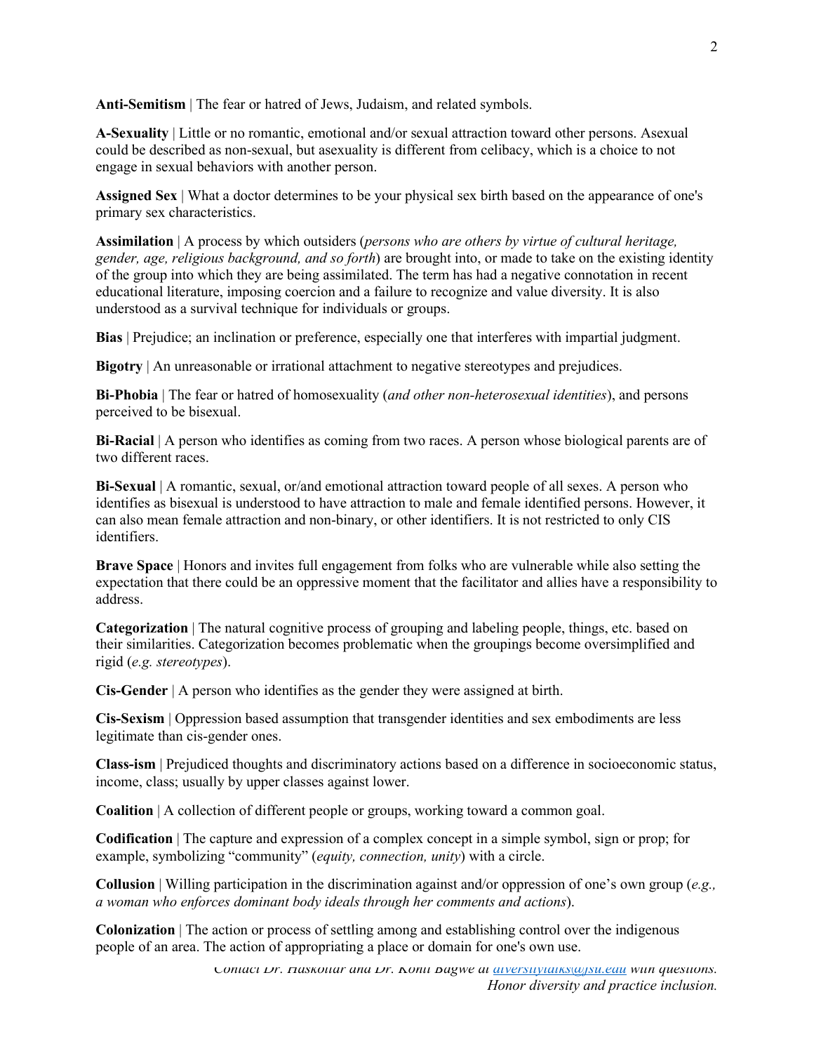**Anti-Semitism** | The fear or hatred of Jews, Judaism, and related symbols.

**A-Sexuality** | Little or no romantic, emotional and/or sexual attraction toward other persons. Asexual could be described as non-sexual, but asexuality is different from celibacy, which is a choice to not engage in sexual behaviors with another person.

**Assigned Sex** | What a doctor determines to be your physical sex birth based on the appearance of one's primary sex characteristics.

**Assimilation** | A process by which outsiders (*persons who are others by virtue of cultural heritage, gender, age, religious background, and so forth*) are brought into, or made to take on the existing identity of the group into which they are being assimilated. The term has had a negative connotation in recent educational literature, imposing coercion and a failure to recognize and value diversity. It is also understood as a survival technique for individuals or groups.

**Bias** | Prejudice; an inclination or preference, especially one that interferes with impartial judgment.

**Bigotry** | An unreasonable or irrational attachment to negative stereotypes and prejudices.

**Bi-Phobia** | The fear or hatred of homosexuality (*and other non-heterosexual identities*), and persons perceived to be bisexual.

**Bi-Racial** | A person who identifies as coming from two races. A person whose biological parents are of two different races.

**Bi-Sexual** | A romantic, sexual, or/and emotional attraction toward people of all sexes. A person who identifies as bisexual is understood to have attraction to male and female identified persons. However, it can also mean female attraction and non-binary, or other identifiers. It is not restricted to only CIS identifiers.

**Brave Space** | Honors and invites full engagement from folks who are vulnerable while also setting the expectation that there could be an oppressive moment that the facilitator and allies have a responsibility to address.

**Categorization** | The natural cognitive process of grouping and labeling people, things, etc. based on their similarities. Categorization becomes problematic when the groupings become oversimplified and rigid (*e.g. stereotypes*).

**Cis-Gender** | A person who identifies as the gender they were assigned at birth.

**Cis-Sexism** | Oppression based assumption that transgender identities and sex embodiments are less legitimate than cis-gender ones.

**Class-ism** | Prejudiced thoughts and discriminatory actions based on a difference in socioeconomic status, income, class; usually by upper classes against lower.

**Coalition** | A collection of different people or groups, working toward a common goal.

**Codification** | The capture and expression of a complex concept in a simple symbol, sign or prop; for example, symbolizing "community" (*equity, connection, unity*) with a circle.

**Collusion** | Willing participation in the discrimination against and/or oppression of one's own group (*e.g., a woman who enforces dominant body ideals through her comments and actions*).

**Colonization** | The action or process of settling among and establishing control over the indigenous people of an area. The action of appropriating a place or domain for one's own use.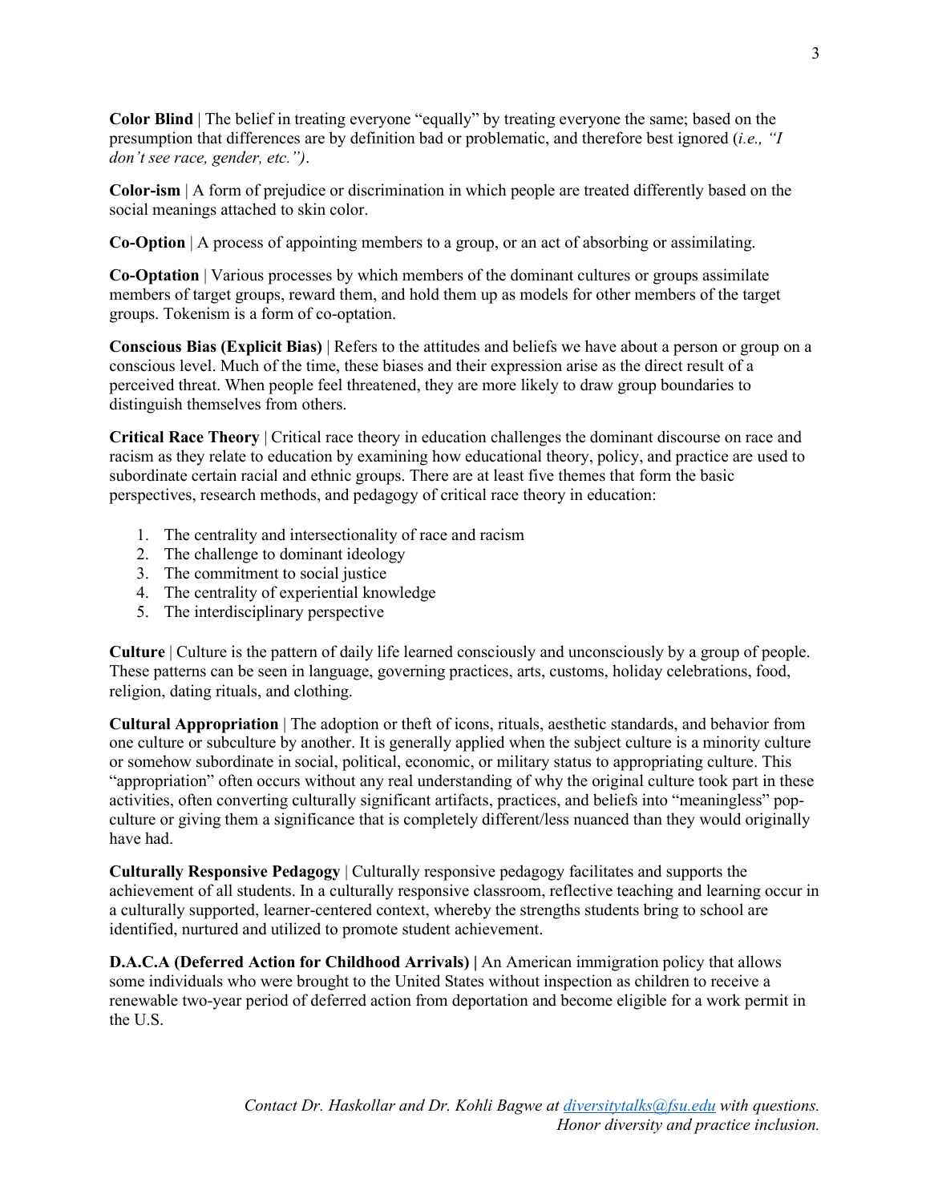**Color Blind** | The belief in treating everyone "equally" by treating everyone the same; based on the presumption that differences are by definition bad or problematic, and therefore best ignored (*i.e., "I don't see race, gender, etc.")*.

**Color-ism** | A form of prejudice or discrimination in which people are treated differently based on the social meanings attached to skin color.

**Co-Option** | A process of appointing members to a group, or an act of absorbing or assimilating.

**Co-Optation** | Various processes by which members of the dominant cultures or groups assimilate members of target groups, reward them, and hold them up as models for other members of the target groups. Tokenism is a form of co-optation.

**Conscious Bias (Explicit Bias)** | Refers to the attitudes and beliefs we have about a person or group on a conscious level. Much of the time, these biases and their expression arise as the direct result of a perceived threat. When people feel threatened, they are more likely to draw group boundaries to distinguish themselves from others.

**Critical Race Theory** | Critical race theory in education challenges the dominant discourse on race and racism as they relate to education by examining how educational theory, policy, and practice are used to subordinate certain racial and ethnic groups. There are at least five themes that form the basic perspectives, research methods, and pedagogy of critical race theory in education:

1. The centrality and intersectionality of race and racism
2. The challenge to dominant ideology
3. The commitment to social justice
4. The centrality of experiential knowledge
5. The interdisciplinary perspective

**Culture** | Culture is the pattern of daily life learned consciously and unconsciously by a group of people. These patterns can be seen in language, governing practices, arts, customs, holiday celebrations, food, religion, dating rituals, and clothing.

**Cultural Appropriation** | The adoption or theft of icons, rituals, aesthetic standards, and behavior from one culture or subculture by another. It is generally applied when the subject culture is a minority culture or somehow subordinate in social, political, economic, or military status to appropriating culture. This "appropriation" often occurs without any real understanding of why the original culture took part in these activities, often converting culturally significant artifacts, practices, and beliefs into "meaningless" pop-culture or giving them a significance that is completely different/less nuanced than they would originally have had.

**Culturally Responsive Pedagogy** | Culturally responsive pedagogy facilitates and supports the achievement of all students. In a culturally responsive classroom, reflective teaching and learning occur in a culturally supported, learner-centered context, whereby the strengths students bring to school are identified, nurtured and utilized to promote student achievement.

**D.A.C.A (Deferred Action for Childhood Arrivals) |** An American immigration policy that allows some individuals who were brought to the United States without inspection as children to receive a renewable two-year period of deferred action from deportation and become eligible for a work permit in the U.S.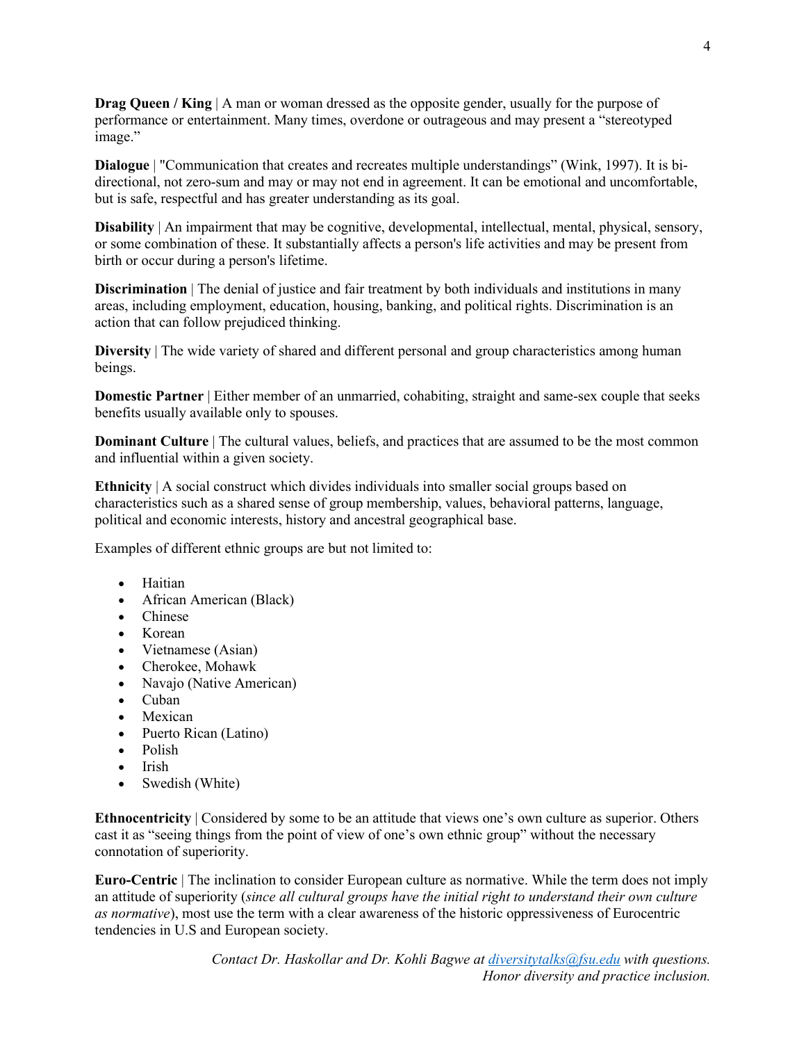**Drag Queen / King** | A man or woman dressed as the opposite gender, usually for the purpose of performance or entertainment. Many times, overdone or outrageous and may present a "stereotyped image."

**Dialogue** | "Communication that creates and recreates multiple understandings" (Wink, 1997). It is bi-directional, not zero-sum and may or may not end in agreement. It can be emotional and uncomfortable, but is safe, respectful and has greater understanding as its goal.

**Disability** | An impairment that may be cognitive, developmental, intellectual, mental, physical, sensory, or some combination of these. It substantially affects a person's life activities and may be present from birth or occur during a person's lifetime.

**Discrimination** | The denial of justice and fair treatment by both individuals and institutions in many areas, including employment, education, housing, banking, and political rights. Discrimination is an action that can follow prejudiced thinking.

**Diversity** | The wide variety of shared and different personal and group characteristics among human beings.

**Domestic Partner** | Either member of an unmarried, cohabiting, straight and same-sex couple that seeks benefits usually available only to spouses.

**Dominant Culture** | The cultural values, beliefs, and practices that are assumed to be the most common and influential within a given society.

**Ethnicity** | A social construct which divides individuals into smaller social groups based on characteristics such as a shared sense of group membership, values, behavioral patterns, language, political and economic interests, history and ancestral geographical base.

Examples of different ethnic groups are but not limited to:

- Haitian
- African American (Black)
- Chinese
- Korean
- Vietnamese (Asian)
- Cherokee, Mohawk
- Navajo (Native American)
- Cuban
- Mexican
- Puerto Rican (Latino)
- Polish
- Irish
- Swedish (White)

**Ethnocentricity** | Considered by some to be an attitude that views one's own culture as superior. Others cast it as "seeing things from the point of view of one's own ethnic group" without the necessary connotation of superiority.

**Euro-Centric** | The inclination to consider European culture as normative. While the term does not imply an attitude of superiority (*since all cultural groups have the initial right to understand their own culture as normative*), most use the term with a clear awareness of the historic oppressiveness of Eurocentric tendencies in U.S and European society.

*Contact Dr. Haskollar and Dr. Kohli Bagwe at diversitytalks@fsu.edu with questions.*
*Honor diversity and practice inclusion.*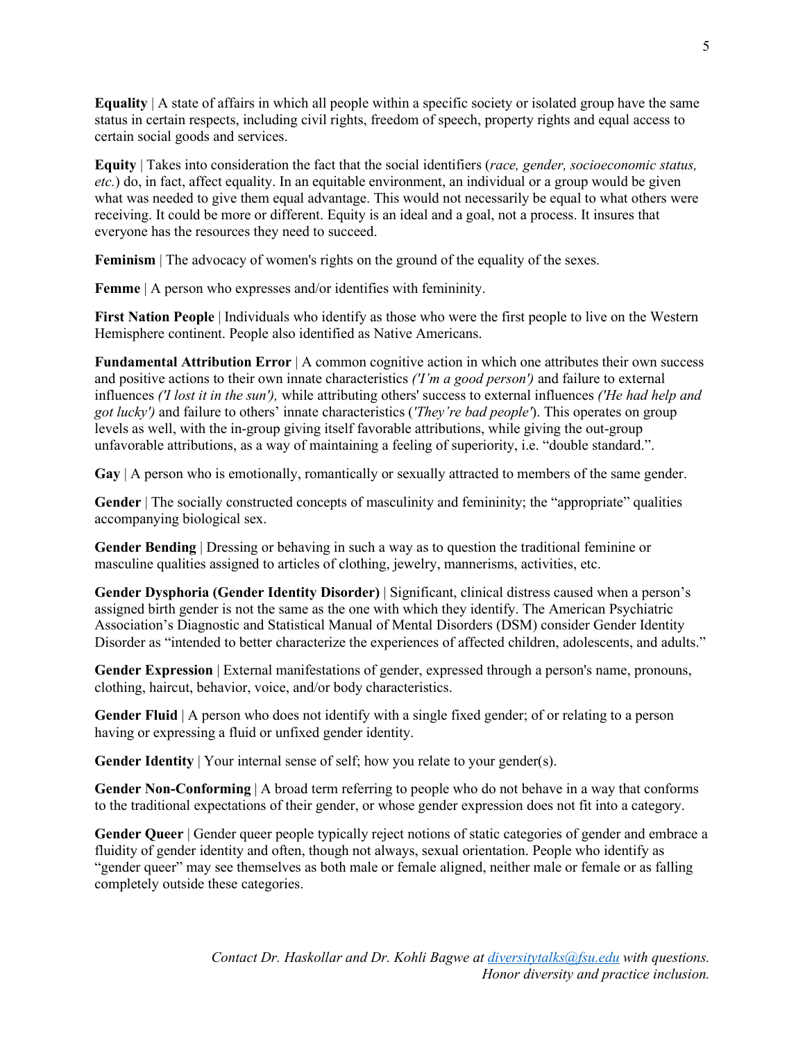**Equality** | A state of affairs in which all people within a specific society or isolated group have the same status in certain respects, including civil rights, freedom of speech, property rights and equal access to certain social goods and services.

**Equity** | Takes into consideration the fact that the social identifiers (*race, gender, socioeconomic status, etc.*) do, in fact, affect equality. In an equitable environment, an individual or a group would be given what was needed to give them equal advantage. This would not necessarily be equal to what others were receiving. It could be more or different. Equity is an ideal and a goal, not a process. It insures that everyone has the resources they need to succeed.

**Feminism** | The advocacy of women's rights on the ground of the equality of the sexes.

**Femme** | A person who expresses and/or identifies with femininity.

**First Nation People** | Individuals who identify as those who were the first people to live on the Western Hemisphere continent. People also identified as Native Americans.

**Fundamental Attribution Error** | A common cognitive action in which one attributes their own success and positive actions to their own innate characteristics *('I'm a good person')* and failure to external influences *('I lost it in the sun'),* while attributing others' success to external influences *('He had help and got lucky')* and failure to others' innate characteristics (*'They're bad people'*). This operates on group levels as well, with the in-group giving itself favorable attributions, while giving the out-group unfavorable attributions, as a way of maintaining a feeling of superiority, i.e. "double standard.".

**Gay** | A person who is emotionally, romantically or sexually attracted to members of the same gender.

**Gender** | The socially constructed concepts of masculinity and femininity; the "appropriate" qualities accompanying biological sex.

**Gender Bending** | Dressing or behaving in such a way as to question the traditional feminine or masculine qualities assigned to articles of clothing, jewelry, mannerisms, activities, etc.

**Gender Dysphoria (Gender Identity Disorder)** | Significant, clinical distress caused when a person's assigned birth gender is not the same as the one with which they identify. The American Psychiatric Association's Diagnostic and Statistical Manual of Mental Disorders (DSM) consider Gender Identity Disorder as "intended to better characterize the experiences of affected children, adolescents, and adults."

**Gender Expression** | External manifestations of gender, expressed through a person's name, pronouns, clothing, haircut, behavior, voice, and/or body characteristics.

**Gender Fluid** | A person who does not identify with a single fixed gender; of or relating to a person having or expressing a fluid or unfixed gender identity.

**Gender Identity** | Your internal sense of self; how you relate to your gender(s).

**Gender Non-Conforming** | A broad term referring to people who do not behave in a way that conforms to the traditional expectations of their gender, or whose gender expression does not fit into a category.

**Gender Queer** | Gender queer people typically reject notions of static categories of gender and embrace a fluidity of gender identity and often, though not always, sexual orientation. People who identify as "gender queer" may see themselves as both male or female aligned, neither male or female or as falling completely outside these categories.

*Contact Dr. Haskollar and Dr. Kohli Bagwe at [diversitytalks@fsu.edu](mailto:diversitytalks@fsu.edu) with questions.*
*Honor diversity and practice inclusion.*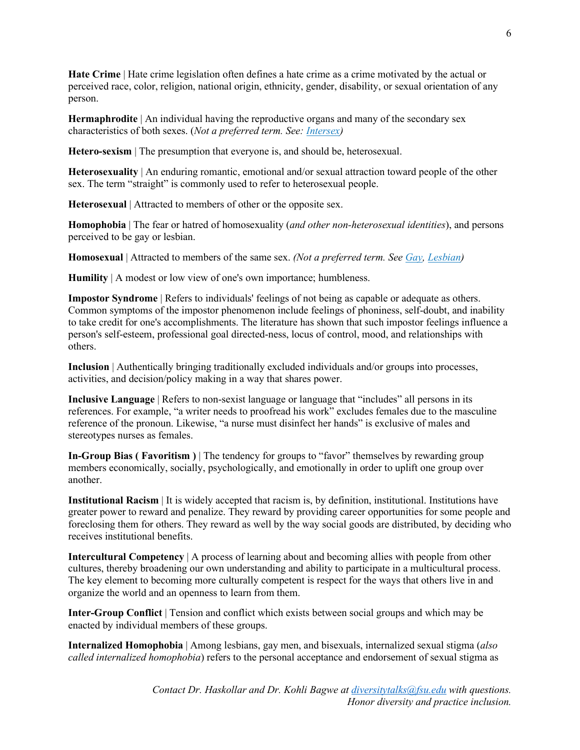**Hate Crime** | Hate crime legislation often defines a hate crime as a crime motivated by the actual or perceived race, color, religion, national origin, ethnicity, gender, disability, or sexual orientation of any person.

**Hermaphrodite** | An individual having the reproductive organs and many of the secondary sex characteristics of both sexes. (*Not a preferred term. See: Intersex)*

**Hetero-sexism** | The presumption that everyone is, and should be, heterosexual.

**Heterosexuality** | An enduring romantic, emotional and/or sexual attraction toward people of the other sex. The term "straight" is commonly used to refer to heterosexual people.

**Heterosexual** | Attracted to members of other or the opposite sex.

**Homophobia** | The fear or hatred of homosexuality (*and other non-heterosexual identities*), and persons perceived to be gay or lesbian.

**Homosexual** | Attracted to members of the same sex. *(Not a preferred term. See Gay, Lesbian)*

**Humility** | A modest or low view of one's own importance; humbleness.

**Impostor Syndrome** | Refers to individuals' feelings of not being as capable or adequate as others. Common symptoms of the impostor phenomenon include feelings of phoniness, self-doubt, and inability to take credit for one's accomplishments. The literature has shown that such impostor feelings influence a person's self-esteem, professional goal directed-ness, locus of control, mood, and relationships with others.

**Inclusion** | Authentically bringing traditionally excluded individuals and/or groups into processes, activities, and decision/policy making in a way that shares power.

**Inclusive Language** | Refers to non-sexist language or language that "includes" all persons in its references. For example, "a writer needs to proofread his work" excludes females due to the masculine reference of the pronoun. Likewise, "a nurse must disinfect her hands" is exclusive of males and stereotypes nurses as females.

**In-Group Bias ( Favoritism )** | The tendency for groups to "favor" themselves by rewarding group members economically, socially, psychologically, and emotionally in order to uplift one group over another.

**Institutional Racism** | It is widely accepted that racism is, by definition, institutional. Institutions have greater power to reward and penalize. They reward by providing career opportunities for some people and foreclosing them for others. They reward as well by the way social goods are distributed, by deciding who receives institutional benefits.

**Intercultural Competency** | A process of learning about and becoming allies with people from other cultures, thereby broadening our own understanding and ability to participate in a multicultural process. The key element to becoming more culturally competent is respect for the ways that others live in and organize the world and an openness to learn from them.

**Inter-Group Conflict** | Tension and conflict which exists between social groups and which may be enacted by individual members of these groups.

**Internalized Homophobia** | Among lesbians, gay men, and bisexuals, internalized sexual stigma (*also called internalized homophobia*) refers to the personal acceptance and endorsement of sexual stigma as

*Contact Dr. Haskollar and Dr. Kohli Bagwe at diversitytalks@fsu.edu with questions.*
*Honor diversity and practice inclusion.*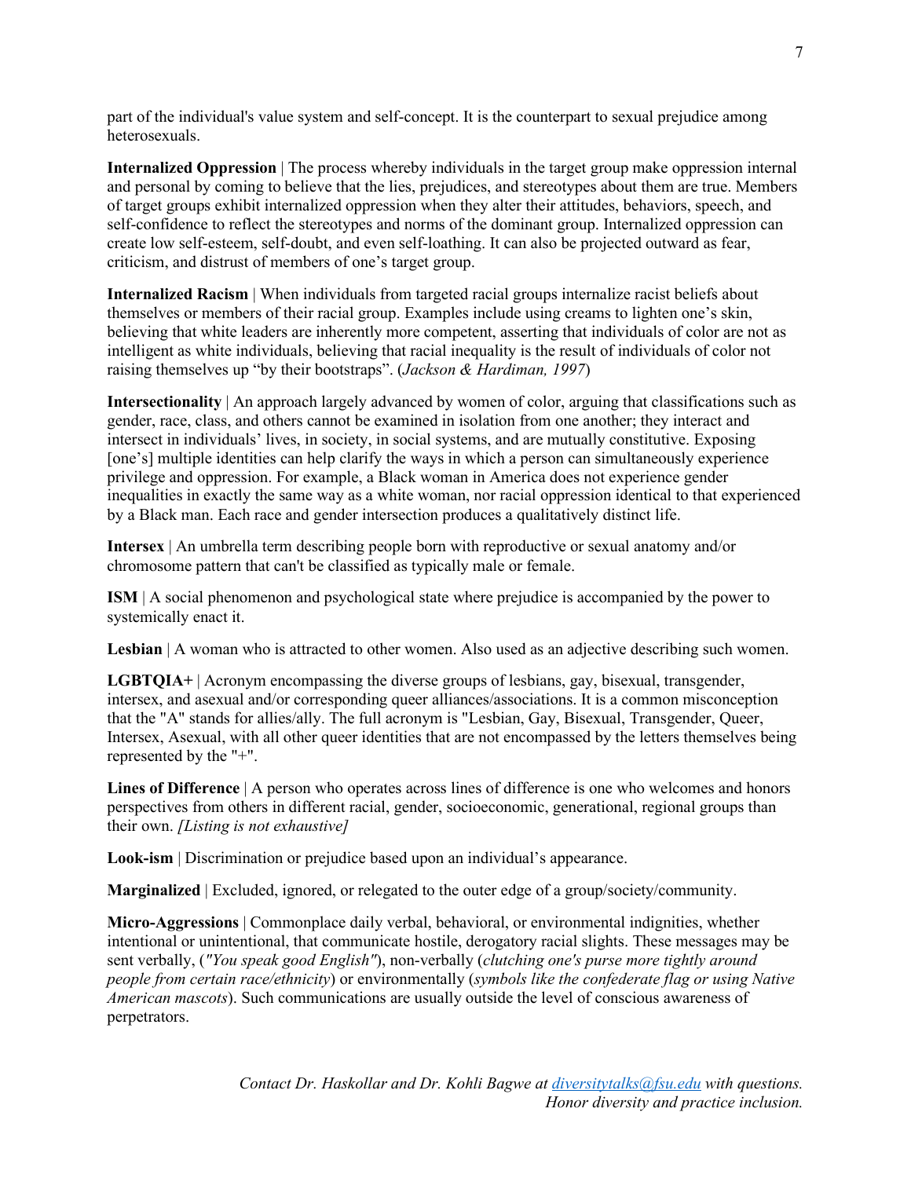part of the individual's value system and self-concept. It is the counterpart to sexual prejudice among heterosexuals.

**Internalized Oppression** | The process whereby individuals in the target group make oppression internal and personal by coming to believe that the lies, prejudices, and stereotypes about them are true. Members of target groups exhibit internalized oppression when they alter their attitudes, behaviors, speech, and self-confidence to reflect the stereotypes and norms of the dominant group. Internalized oppression can create low self-esteem, self-doubt, and even self-loathing. It can also be projected outward as fear, criticism, and distrust of members of one's target group.

**Internalized Racism** | When individuals from targeted racial groups internalize racist beliefs about themselves or members of their racial group. Examples include using creams to lighten one's skin, believing that white leaders are inherently more competent, asserting that individuals of color are not as intelligent as white individuals, believing that racial inequality is the result of individuals of color not raising themselves up "by their bootstraps". (*Jackson & Hardiman, 1997*)

**Intersectionality** | An approach largely advanced by women of color, arguing that classifications such as gender, race, class, and others cannot be examined in isolation from one another; they interact and intersect in individuals' lives, in society, in social systems, and are mutually constitutive. Exposing [one's] multiple identities can help clarify the ways in which a person can simultaneously experience privilege and oppression. For example, a Black woman in America does not experience gender inequalities in exactly the same way as a white woman, nor racial oppression identical to that experienced by a Black man. Each race and gender intersection produces a qualitatively distinct life.

**Intersex** | An umbrella term describing people born with reproductive or sexual anatomy and/or chromosome pattern that can't be classified as typically male or female.

**ISM** | A social phenomenon and psychological state where prejudice is accompanied by the power to systemically enact it.

**Lesbian** | A woman who is attracted to other women. Also used as an adjective describing such women.

**LGBTQIA+** | Acronym encompassing the diverse groups of lesbians, gay, bisexual, transgender, intersex, and asexual and/or corresponding queer alliances/associations. It is a common misconception that the "A" stands for allies/ally. The full acronym is "Lesbian, Gay, Bisexual, Transgender, Queer, Intersex, Asexual, with all other queer identities that are not encompassed by the letters themselves being represented by the "+".

**Lines of Difference** | A person who operates across lines of difference is one who welcomes and honors perspectives from others in different racial, gender, socioeconomic, generational, regional groups than their own. *[Listing is not exhaustive]*

**Look-ism** | Discrimination or prejudice based upon an individual's appearance.

**Marginalized** | Excluded, ignored, or relegated to the outer edge of a group/society/community.

**Micro-Aggressions** | Commonplace daily verbal, behavioral, or environmental indignities, whether intentional or unintentional, that communicate hostile, derogatory racial slights. These messages may be sent verbally, (*"You speak good English"*), non-verbally (*clutching one's purse more tightly around people from certain race/ethnicity*) or environmentally (*symbols like the confederate flag or using Native American mascots*). Such communications are usually outside the level of conscious awareness of perpetrators.

*Contact Dr. Haskollar and Dr. Kohli Bagwe at diversitytalks@fsu.edu with questions.*
*Honor diversity and practice inclusion.*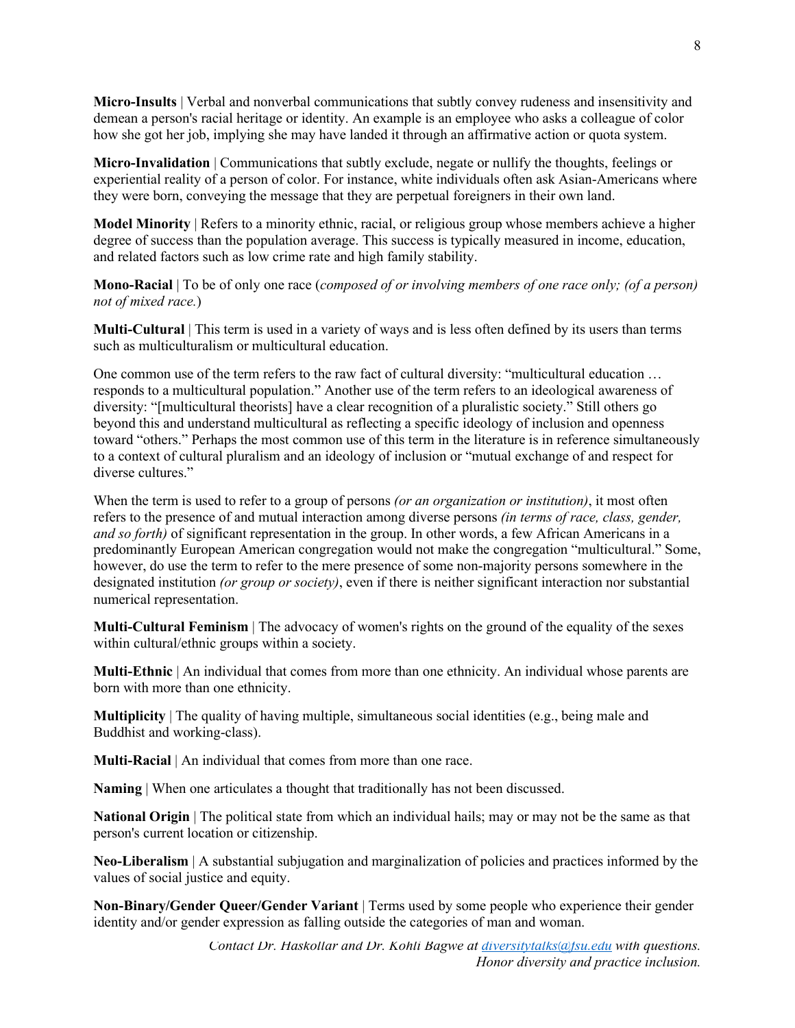**Micro-Insults** | Verbal and nonverbal communications that subtly convey rudeness and insensitivity and demean a person's racial heritage or identity. An example is an employee who asks a colleague of color how she got her job, implying she may have landed it through an affirmative action or quota system.

**Micro-Invalidation** | Communications that subtly exclude, negate or nullify the thoughts, feelings or experiential reality of a person of color. For instance, white individuals often ask Asian-Americans where they were born, conveying the message that they are perpetual foreigners in their own land.

**Model Minority** | Refers to a minority ethnic, racial, or religious group whose members achieve a higher degree of success than the population average. This success is typically measured in income, education, and related factors such as low crime rate and high family stability.

**Mono-Racial** | To be of only one race (*composed of or involving members of one race only; (of a person) not of mixed race.*)

**Multi-Cultural** | This term is used in a variety of ways and is less often defined by its users than terms such as multiculturalism or multicultural education.

One common use of the term refers to the raw fact of cultural diversity: "multicultural education … responds to a multicultural population." Another use of the term refers to an ideological awareness of diversity: "[multicultural theorists] have a clear recognition of a pluralistic society." Still others go beyond this and understand multicultural as reflecting a specific ideology of inclusion and openness toward "others." Perhaps the most common use of this term in the literature is in reference simultaneously to a context of cultural pluralism and an ideology of inclusion or "mutual exchange of and respect for diverse cultures."

When the term is used to refer to a group of persons *(or an organization or institution)*, it most often refers to the presence of and mutual interaction among diverse persons *(in terms of race, class, gender, and so forth)* of significant representation in the group. In other words, a few African Americans in a predominantly European American congregation would not make the congregation "multicultural." Some, however, do use the term to refer to the mere presence of some non-majority persons somewhere in the designated institution *(or group or society)*, even if there is neither significant interaction nor substantial numerical representation.

**Multi-Cultural Feminism** | The advocacy of women's rights on the ground of the equality of the sexes within cultural/ethnic groups within a society.

**Multi-Ethnic** | An individual that comes from more than one ethnicity. An individual whose parents are born with more than one ethnicity.

**Multiplicity** | The quality of having multiple, simultaneous social identities (e.g., being male and Buddhist and working-class).

**Multi-Racial** | An individual that comes from more than one race.

**Naming** | When one articulates a thought that traditionally has not been discussed.

**National Origin** | The political state from which an individual hails; may or may not be the same as that person's current location or citizenship.

**Neo-Liberalism** | A substantial subjugation and marginalization of policies and practices informed by the values of social justice and equity.

**Non-Binary/Gender Queer/Gender Variant** | Terms used by some people who experience their gender identity and/or gender expression as falling outside the categories of man and woman.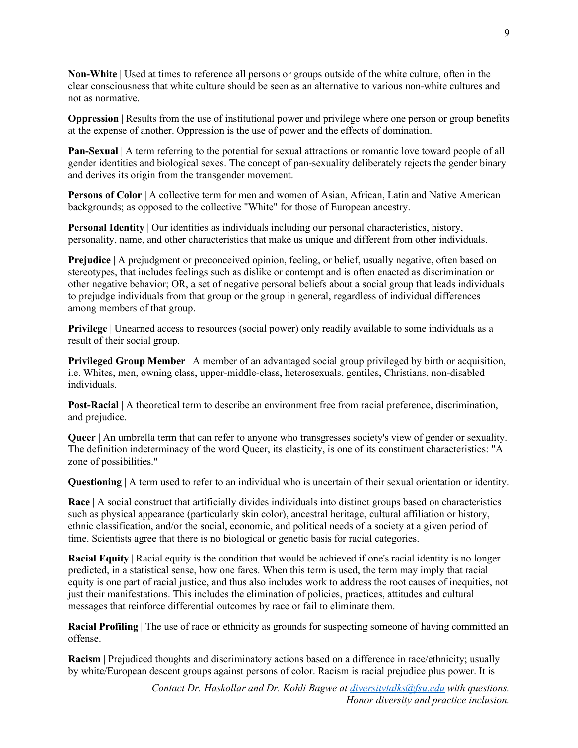**Non-White** | Used at times to reference all persons or groups outside of the white culture, often in the clear consciousness that white culture should be seen as an alternative to various non-white cultures and not as normative.

**Oppression** | Results from the use of institutional power and privilege where one person or group benefits at the expense of another. Oppression is the use of power and the effects of domination.

**Pan-Sexual** | A term referring to the potential for sexual attractions or romantic love toward people of all gender identities and biological sexes. The concept of pan-sexuality deliberately rejects the gender binary and derives its origin from the transgender movement.

**Persons of Color** | A collective term for men and women of Asian, African, Latin and Native American backgrounds; as opposed to the collective "White" for those of European ancestry.

**Personal Identity** | Our identities as individuals including our personal characteristics, history, personality, name, and other characteristics that make us unique and different from other individuals.

**Prejudice** | A prejudgment or preconceived opinion, feeling, or belief, usually negative, often based on stereotypes, that includes feelings such as dislike or contempt and is often enacted as discrimination or other negative behavior; OR, a set of negative personal beliefs about a social group that leads individuals to prejudge individuals from that group or the group in general, regardless of individual differences among members of that group.

**Privilege** | Unearned access to resources (social power) only readily available to some individuals as a result of their social group.

**Privileged Group Member** | A member of an advantaged social group privileged by birth or acquisition, i.e. Whites, men, owning class, upper-middle-class, heterosexuals, gentiles, Christians, non-disabled individuals.

**Post-Racial** | A theoretical term to describe an environment free from racial preference, discrimination, and prejudice.

**Queer** | An umbrella term that can refer to anyone who transgresses society's view of gender or sexuality. The definition indeterminacy of the word Queer, its elasticity, is one of its constituent characteristics: "A zone of possibilities."

**Questioning** | A term used to refer to an individual who is uncertain of their sexual orientation or identity.

**Race** | A social construct that artificially divides individuals into distinct groups based on characteristics such as physical appearance (particularly skin color), ancestral heritage, cultural affiliation or history, ethnic classification, and/or the social, economic, and political needs of a society at a given period of time. Scientists agree that there is no biological or genetic basis for racial categories.

**Racial Equity** | Racial equity is the condition that would be achieved if one's racial identity is no longer predicted, in a statistical sense, how one fares. When this term is used, the term may imply that racial equity is one part of racial justice, and thus also includes work to address the root causes of inequities, not just their manifestations. This includes the elimination of policies, practices, attitudes and cultural messages that reinforce differential outcomes by race or fail to eliminate them.

**Racial Profiling** | The use of race or ethnicity as grounds for suspecting someone of having committed an offense.

**Racism** | Prejudiced thoughts and discriminatory actions based on a difference in race/ethnicity; usually by white/European descent groups against persons of color. Racism is racial prejudice plus power. It is

*Contact Dr. Haskollar and Dr. Kohli Bagwe at diversitytalks@fsu.edu with questions.*
*Honor diversity and practice inclusion.*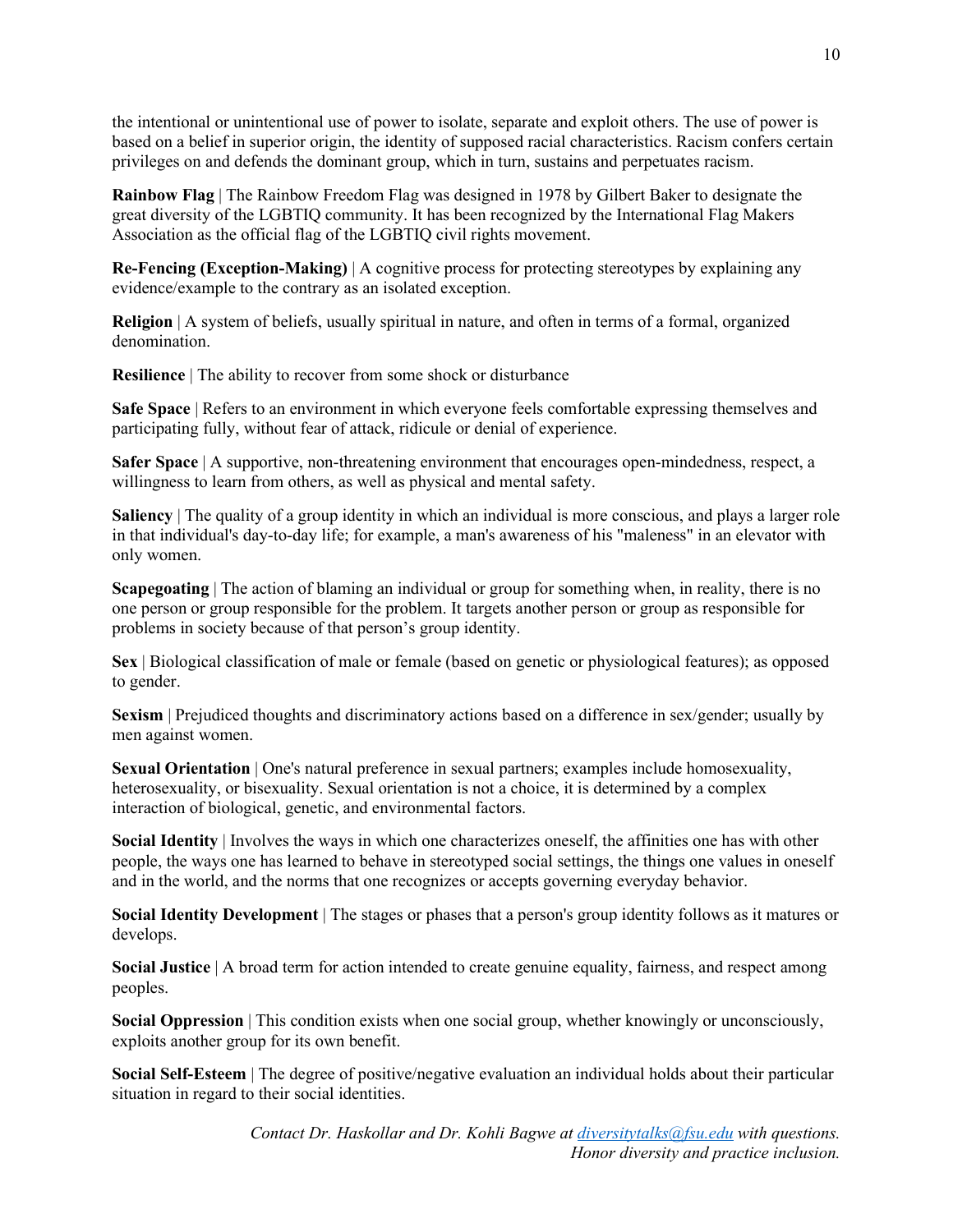the intentional or unintentional use of power to isolate, separate and exploit others. The use of power is based on a belief in superior origin, the identity of supposed racial characteristics. Racism confers certain privileges on and defends the dominant group, which in turn, sustains and perpetuates racism.

**Rainbow Flag** | The Rainbow Freedom Flag was designed in 1978 by Gilbert Baker to designate the great diversity of the LGBTIQ community. It has been recognized by the International Flag Makers Association as the official flag of the LGBTIQ civil rights movement.

**Re-Fencing (Exception-Making)** | A cognitive process for protecting stereotypes by explaining any evidence/example to the contrary as an isolated exception.

**Religion** | A system of beliefs, usually spiritual in nature, and often in terms of a formal, organized denomination.

**Resilience** | The ability to recover from some shock or disturbance

**Safe Space** | Refers to an environment in which everyone feels comfortable expressing themselves and participating fully, without fear of attack, ridicule or denial of experience.

**Safer Space** | A supportive, non-threatening environment that encourages open-mindedness, respect, a willingness to learn from others, as well as physical and mental safety.

**Saliency** | The quality of a group identity in which an individual is more conscious, and plays a larger role in that individual's day-to-day life; for example, a man's awareness of his "maleness" in an elevator with only women.

**Scapegoating** | The action of blaming an individual or group for something when, in reality, there is no one person or group responsible for the problem. It targets another person or group as responsible for problems in society because of that person's group identity.

**Sex** | Biological classification of male or female (based on genetic or physiological features); as opposed to gender.

**Sexism** | Prejudiced thoughts and discriminatory actions based on a difference in sex/gender; usually by men against women.

**Sexual Orientation** | One's natural preference in sexual partners; examples include homosexuality, heterosexuality, or bisexuality. Sexual orientation is not a choice, it is determined by a complex interaction of biological, genetic, and environmental factors.

**Social Identity** | Involves the ways in which one characterizes oneself, the affinities one has with other people, the ways one has learned to behave in stereotyped social settings, the things one values in oneself and in the world, and the norms that one recognizes or accepts governing everyday behavior.

**Social Identity Development** | The stages or phases that a person's group identity follows as it matures or develops.

**Social Justice** | A broad term for action intended to create genuine equality, fairness, and respect among peoples.

**Social Oppression** | This condition exists when one social group, whether knowingly or unconsciously, exploits another group for its own benefit.

**Social Self-Esteem** | The degree of positive/negative evaluation an individual holds about their particular situation in regard to their social identities.

*Contact Dr. Haskollar and Dr. Kohli Bagwe at diversitytalks@fsu.edu with questions.*
*Honor diversity and practice inclusion.*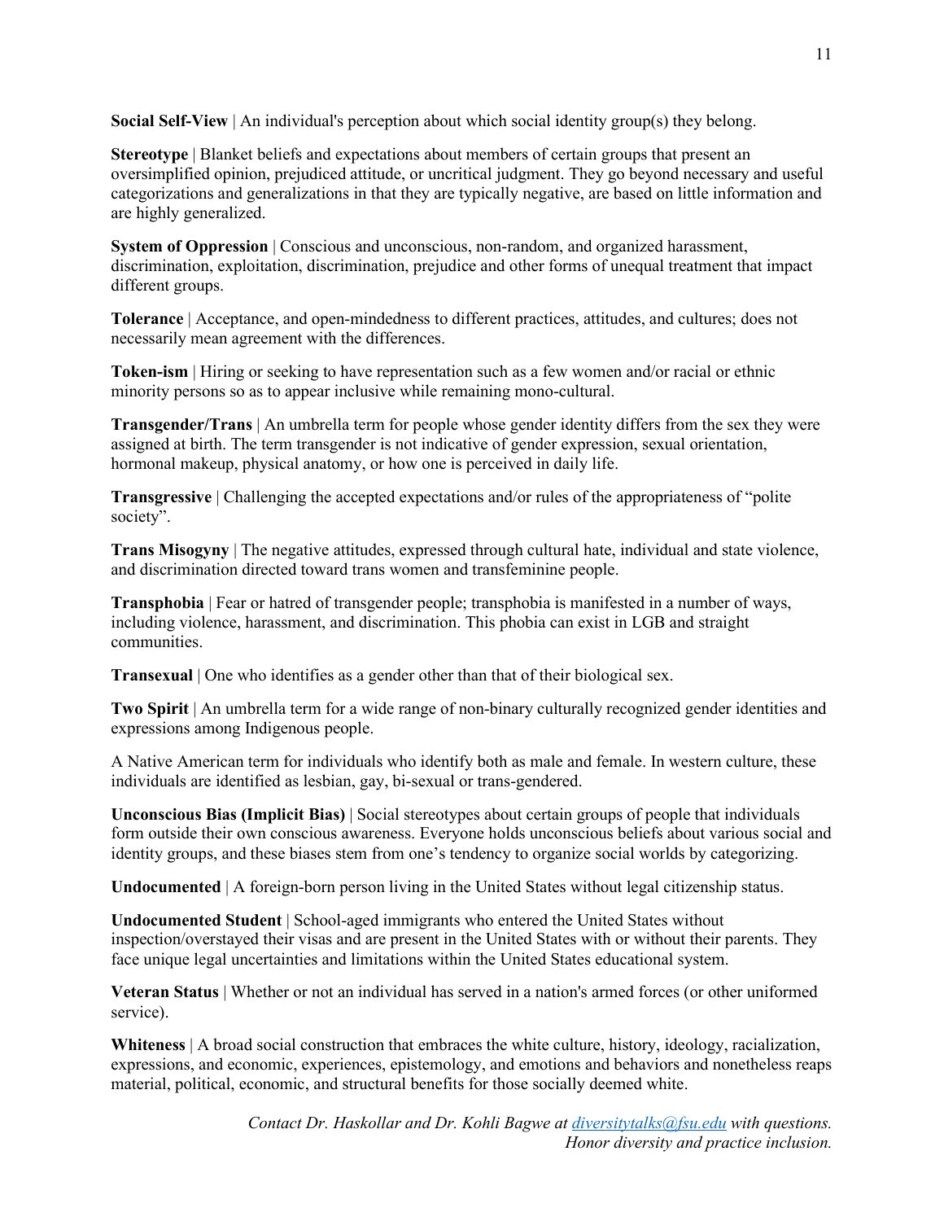**Social Self-View** | An individual's perception about which social identity group(s) they belong.

**Stereotype** | Blanket beliefs and expectations about members of certain groups that present an oversimplified opinion, prejudiced attitude, or uncritical judgment. They go beyond necessary and useful categorizations and generalizations in that they are typically negative, are based on little information and are highly generalized.

**System of Oppression** | Conscious and unconscious, non-random, and organized harassment, discrimination, exploitation, discrimination, prejudice and other forms of unequal treatment that impact different groups.

**Tolerance** | Acceptance, and open-mindedness to different practices, attitudes, and cultures; does not necessarily mean agreement with the differences.

**Token-ism** | Hiring or seeking to have representation such as a few women and/or racial or ethnic minority persons so as to appear inclusive while remaining mono-cultural.

**Transgender/Trans** | An umbrella term for people whose gender identity differs from the sex they were assigned at birth. The term transgender is not indicative of gender expression, sexual orientation, hormonal makeup, physical anatomy, or how one is perceived in daily life.

**Transgressive** | Challenging the accepted expectations and/or rules of the appropriateness of "polite society".

**Trans Misogyny** | The negative attitudes, expressed through cultural hate, individual and state violence, and discrimination directed toward trans women and transfeminine people.

**Transphobia** | Fear or hatred of transgender people; transphobia is manifested in a number of ways, including violence, harassment, and discrimination. This phobia can exist in LGB and straight communities.

**Transexual** | One who identifies as a gender other than that of their biological sex.

**Two Spirit** | An umbrella term for a wide range of non-binary culturally recognized gender identities and expressions among Indigenous people.

A Native American term for individuals who identify both as male and female. In western culture, these individuals are identified as lesbian, gay, bi-sexual or trans-gendered.

**Unconscious Bias (Implicit Bias)** | Social stereotypes about certain groups of people that individuals form outside their own conscious awareness. Everyone holds unconscious beliefs about various social and identity groups, and these biases stem from one's tendency to organize social worlds by categorizing.

**Undocumented** | A foreign-born person living in the United States without legal citizenship status.

**Undocumented Student** | School-aged immigrants who entered the United States without inspection/overstayed their visas and are present in the United States with or without their parents. They face unique legal uncertainties and limitations within the United States educational system.

**Veteran Status** | Whether or not an individual has served in a nation's armed forces (or other uniformed service).

**Whiteness** | A broad social construction that embraces the white culture, history, ideology, racialization, expressions, and economic, experiences, epistemology, and emotions and behaviors and nonetheless reaps material, political, economic, and structural benefits for those socially deemed white.

*Contact Dr. Haskollar and Dr. Kohli Bagwe at [diversitytalks@fsu.edu](mailto:diversitytalks@fsu.edu) with questions.*
*Honor diversity and practice inclusion.*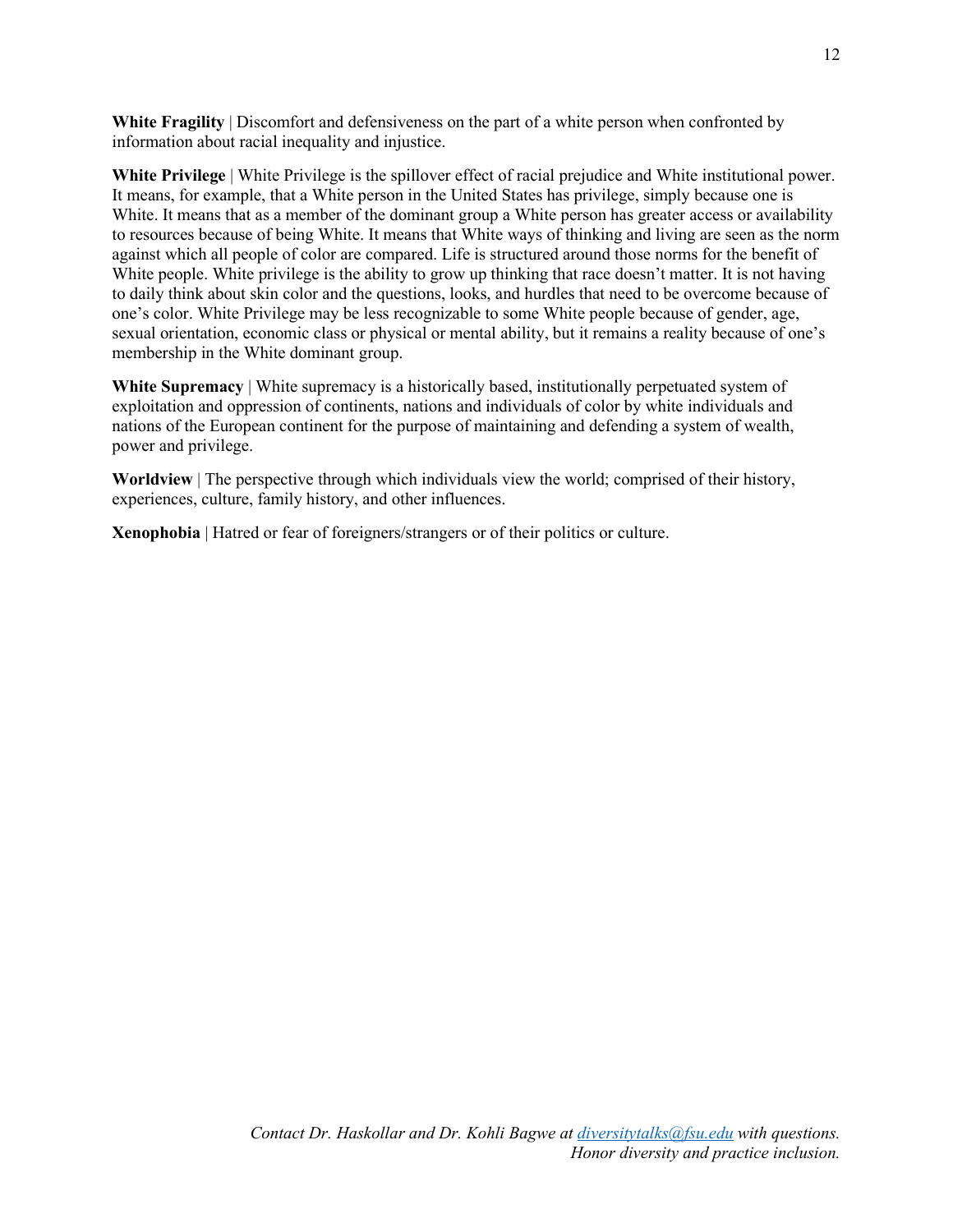**White Fragility** | Discomfort and defensiveness on the part of a white person when confronted by information about racial inequality and injustice.

**White Privilege** | White Privilege is the spillover effect of racial prejudice and White institutional power. It means, for example, that a White person in the United States has privilege, simply because one is White. It means that as a member of the dominant group a White person has greater access or availability to resources because of being White. It means that White ways of thinking and living are seen as the norm against which all people of color are compared. Life is structured around those norms for the benefit of White people. White privilege is the ability to grow up thinking that race doesn't matter. It is not having to daily think about skin color and the questions, looks, and hurdles that need to be overcome because of one's color. White Privilege may be less recognizable to some White people because of gender, age, sexual orientation, economic class or physical or mental ability, but it remains a reality because of one's membership in the White dominant group.

**White Supremacy** | White supremacy is a historically based, institutionally perpetuated system of exploitation and oppression of continents, nations and individuals of color by white individuals and nations of the European continent for the purpose of maintaining and defending a system of wealth, power and privilege.

**Worldview** | The perspective through which individuals view the world; comprised of their history, experiences, culture, family history, and other influences.

**Xenophobia** | Hatred or fear of foreigners/strangers or of their politics or culture.

*Contact Dr. Haskollar and Dr. Kohli Bagwe at [diversitytalks@fsu.edu](mailto:diversitytalks@fsu.edu) with questions.*
*Honor diversity and practice inclusion.*